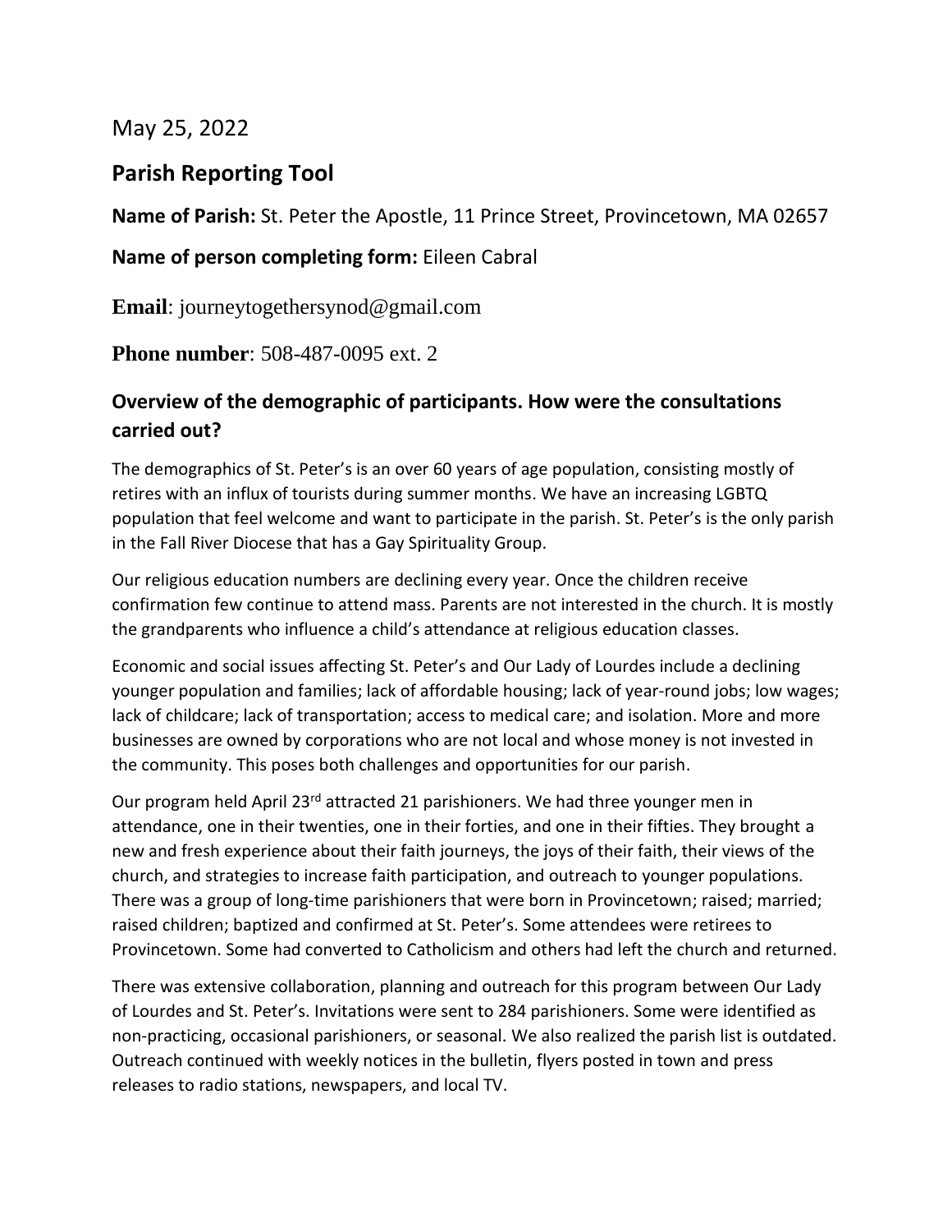May 25, 2022

## Parish Reporting Tool

**Name of Parish:** St. Peter the Apostle, 11 Prince Street, Provincetown, MA 02657

**Name of person completing form:** Eileen Cabral

**Email**: journeytogethersynod@gmail.com

**Phone number**: 508-487-0095 ext. 2

### Overview of the demographic of participants. How were the consultations carried out?

The demographics of St. Peter's is an over 60 years of age population, consisting mostly of retires with an influx of tourists during summer months. We have an increasing LGBTQ population that feel welcome and want to participate in the parish. St. Peter's is the only parish in the Fall River Diocese that has a Gay Spirituality Group.

Our religious education numbers are declining every year. Once the children receive confirmation few continue to attend mass. Parents are not interested in the church. It is mostly the grandparents who influence a child's attendance at religious education classes.

Economic and social issues affecting St. Peter's and Our Lady of Lourdes include a declining younger population and families; lack of affordable housing; lack of year-round jobs; low wages; lack of childcare; lack of transportation; access to medical care; and isolation. More and more businesses are owned by corporations who are not local and whose money is not invested in the community. This poses both challenges and opportunities for our parish.

Our program held April 23rd attracted 21 parishioners. We had three younger men in attendance, one in their twenties, one in their forties, and one in their fifties. They brought a new and fresh experience about their faith journeys, the joys of their faith, their views of the church, and strategies to increase faith participation, and outreach to younger populations. There was a group of long-time parishioners that were born in Provincetown; raised; married; raised children; baptized and confirmed at St. Peter's. Some attendees were retirees to Provincetown. Some had converted to Catholicism and others had left the church and returned.

There was extensive collaboration, planning and outreach for this program between Our Lady of Lourdes and St. Peter's. Invitations were sent to 284 parishioners. Some were identified as non-practicing, occasional parishioners, or seasonal. We also realized the parish list is outdated. Outreach continued with weekly notices in the bulletin, flyers posted in town and press releases to radio stations, newspapers, and local TV.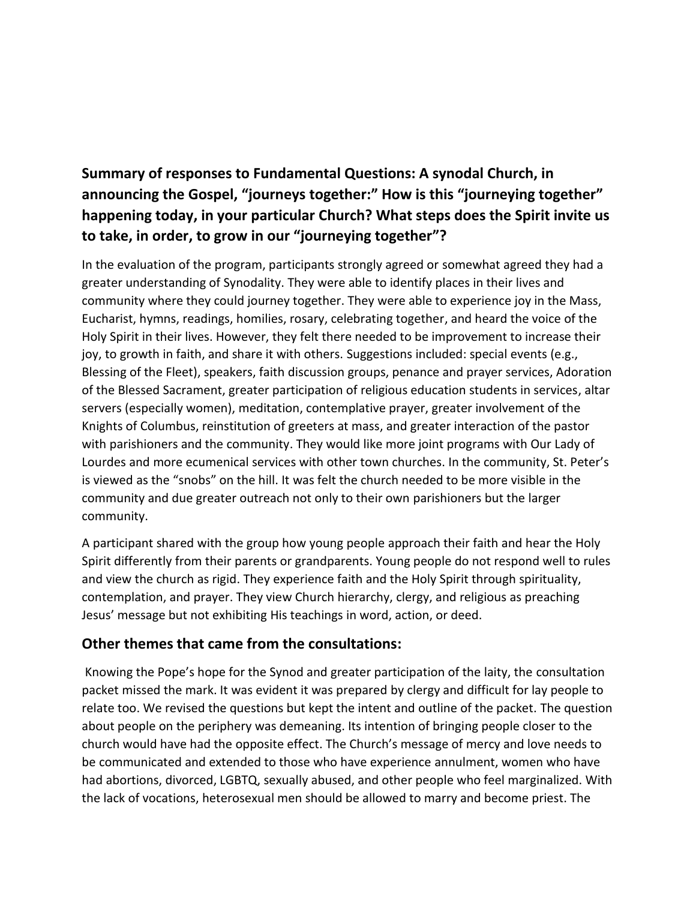## Summary of responses to Fundamental Questions: A synodal Church, in announcing the Gospel, "journeys together:" How is this "journeying together" happening today, in your particular Church? What steps does the Spirit invite us to take, in order, to grow in our "journeying together"?

In the evaluation of the program, participants strongly agreed or somewhat agreed they had a greater understanding of Synodality. They were able to identify places in their lives and community where they could journey together. They were able to experience joy in the Mass, Eucharist, hymns, readings, homilies, rosary, celebrating together, and heard the voice of the Holy Spirit in their lives. However, they felt there needed to be improvement to increase their joy, to growth in faith, and share it with others. Suggestions included: special events (e.g., Blessing of the Fleet), speakers, faith discussion groups, penance and prayer services, Adoration of the Blessed Sacrament, greater participation of religious education students in services, altar servers (especially women), meditation, contemplative prayer, greater involvement of the Knights of Columbus, reinstitution of greeters at mass, and greater interaction of the pastor with parishioners and the community. They would like more joint programs with Our Lady of Lourdes and more ecumenical services with other town churches. In the community, St. Peter's is viewed as the "snobs" on the hill. It was felt the church needed to be more visible in the community and due greater outreach not only to their own parishioners but the larger community.

A participant shared with the group how young people approach their faith and hear the Holy Spirit differently from their parents or grandparents. Young people do not respond well to rules and view the church as rigid. They experience faith and the Holy Spirit through spirituality, contemplation, and prayer. They view Church hierarchy, clergy, and religious as preaching Jesus' message but not exhibiting His teachings in word, action, or deed.

### Other themes that came from the consultations:

Knowing the Pope's hope for the Synod and greater participation of the laity, the consultation packet missed the mark. It was evident it was prepared by clergy and difficult for lay people to relate too. We revised the questions but kept the intent and outline of the packet. The question about people on the periphery was demeaning. Its intention of bringing people closer to the church would have had the opposite effect. The Church's message of mercy and love needs to be communicated and extended to those who have experience annulment, women who have had abortions, divorced, LGBTQ, sexually abused, and other people who feel marginalized. With the lack of vocations, heterosexual men should be allowed to marry and become priest. The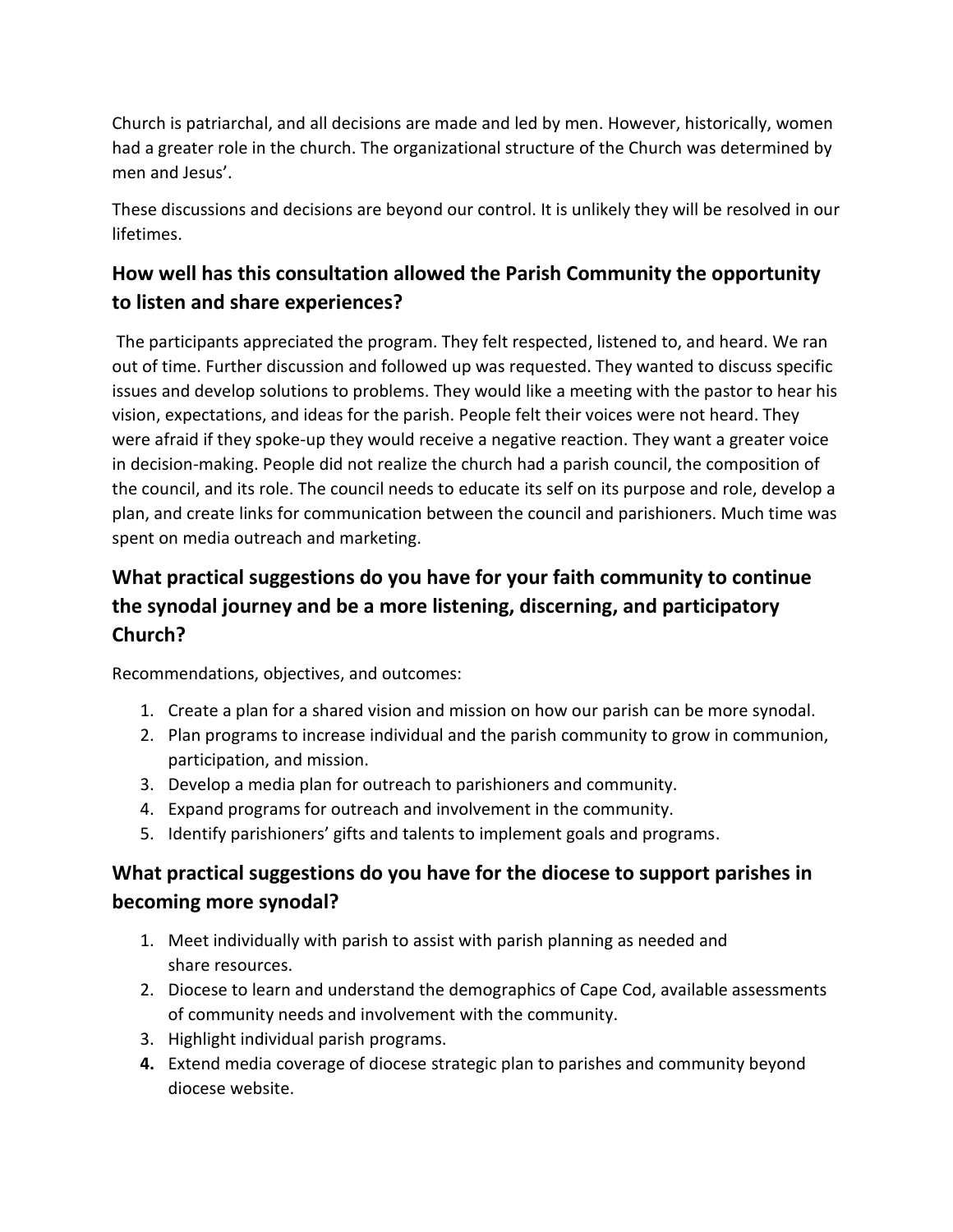Church is patriarchal, and all decisions are made and led by men. However, historically, women had a greater role in the church. The organizational structure of the Church was determined by men and Jesus'.

These discussions and decisions are beyond our control. It is unlikely they will be resolved in our lifetimes.

## How well has this consultation allowed the Parish Community the opportunity to listen and share experiences?

The participants appreciated the program. They felt respected, listened to, and heard. We ran out of time. Further discussion and followed up was requested. They wanted to discuss specific issues and develop solutions to problems. They would like a meeting with the pastor to hear his vision, expectations, and ideas for the parish. People felt their voices were not heard. They were afraid if they spoke-up they would receive a negative reaction. They want a greater voice in decision-making. People did not realize the church had a parish council, the composition of the council, and its role. The council needs to educate its self on its purpose and role, develop a plan, and create links for communication between the council and parishioners. Much time was spent on media outreach and marketing.

## What practical suggestions do you have for your faith community to continue the synodal journey and be a more listening, discerning, and participatory Church?

Recommendations, objectives, and outcomes:

1. Create a plan for a shared vision and mission on how our parish can be more synodal.
2. Plan programs to increase individual and the parish community to grow in communion, participation, and mission.
3. Develop a media plan for outreach to parishioners and community.
4. Expand programs for outreach and involvement in the community.
5. Identify parishioners' gifts and talents to implement goals and programs.

## What practical suggestions do you have for the diocese to support parishes in becoming more synodal?

1. Meet individually with parish to assist with parish planning as needed and share resources.
2. Diocese to learn and understand the demographics of Cape Cod, available assessments of community needs and involvement with the community.
3. Highlight individual parish programs.
4. Extend media coverage of diocese strategic plan to parishes and community beyond diocese website.